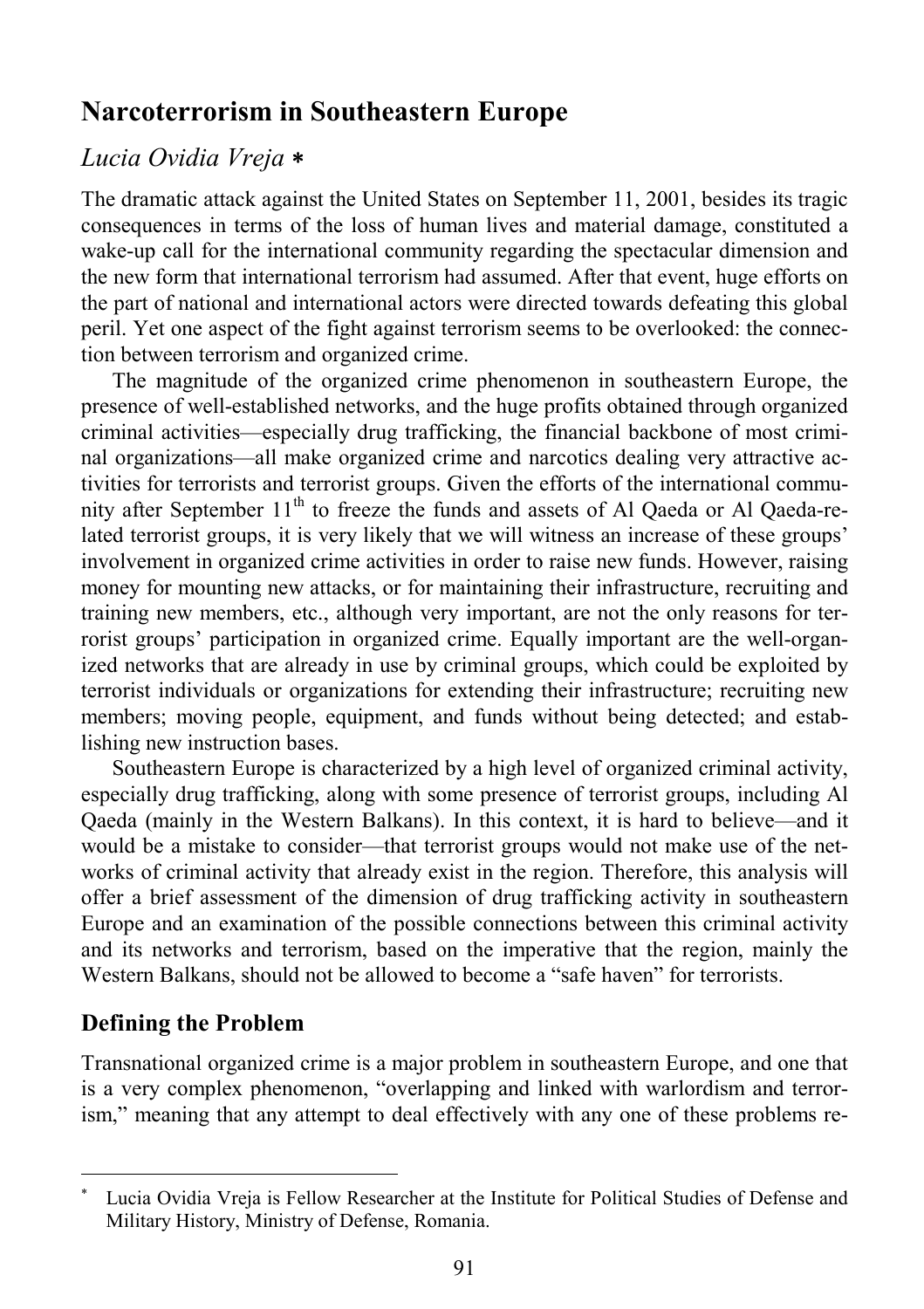# Narcoterrorism in Southeastern Europe

*Lucia Ovidia Vreja* *

The dramatic attack against the United States on September 11, 2001, besides its tragic consequences in terms of the loss of human lives and material damage, constituted a wake-up call for the international community regarding the spectacular dimension and the new form that international terrorism had assumed. After that event, huge efforts on the part of national and international actors were directed towards defeating this global peril. Yet one aspect of the fight against terrorism seems to be overlooked: the connection between terrorism and organized crime.

The magnitude of the organized crime phenomenon in southeastern Europe, the presence of well-established networks, and the huge profits obtained through organized criminal activities—especially drug trafficking, the financial backbone of most criminal organizations—all make organized crime and narcotics dealing very attractive activities for terrorists and terrorist groups. Given the efforts of the international community after September 11th to freeze the funds and assets of Al Qaeda or Al Qaeda-related terrorist groups, it is very likely that we will witness an increase of these groups' involvement in organized crime activities in order to raise new funds. However, raising money for mounting new attacks, or for maintaining their infrastructure, recruiting and training new members, etc., although very important, are not the only reasons for terrorist groups' participation in organized crime. Equally important are the well-organized networks that are already in use by criminal groups, which could be exploited by terrorist individuals or organizations for extending their infrastructure; recruiting new members; moving people, equipment, and funds without being detected; and establishing new instruction bases.

Southeastern Europe is characterized by a high level of organized criminal activity, especially drug trafficking, along with some presence of terrorist groups, including Al Qaeda (mainly in the Western Balkans). In this context, it is hard to believe—and it would be a mistake to consider—that terrorist groups would not make use of the networks of criminal activity that already exist in the region. Therefore, this analysis will offer a brief assessment of the dimension of drug trafficking activity in southeastern Europe and an examination of the possible connections between this criminal activity and its networks and terrorism, based on the imperative that the region, mainly the Western Balkans, should not be allowed to become a "safe haven" for terrorists.

## Defining the Problem

Transnational organized crime is a major problem in southeastern Europe, and one that is a very complex phenomenon, "overlapping and linked with warlordism and terrorism," meaning that any attempt to deal effectively with any one of these problems re-

---

* Lucia Ovidia Vreja is Fellow Researcher at the Institute for Political Studies of Defense and Military History, Ministry of Defense, Romania.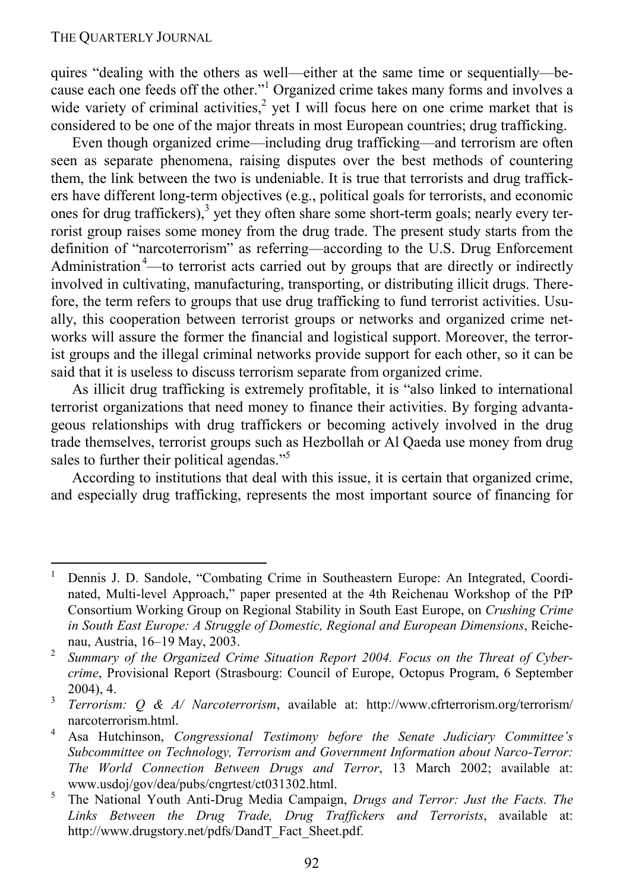quires "dealing with the others as well—either at the same time or sequentially—because each one feeds off the other."[1] Organized crime takes many forms and involves a wide variety of criminal activities,[2] yet I will focus here on one crime market that is considered to be one of the major threats in most European countries; drug trafficking.

Even though organized crime—including drug trafficking—and terrorism are often seen as separate phenomena, raising disputes over the best methods of countering them, the link between the two is undeniable. It is true that terrorists and drug traffickers have different long-term objectives (e.g., political goals for terrorists, and economic ones for drug traffickers),[3] yet they often share some short-term goals; nearly every terrorist group raises some money from the drug trade. The present study starts from the definition of "narcoterrorism" as referring—according to the U.S. Drug Enforcement Administration[4]—to terrorist acts carried out by groups that are directly or indirectly involved in cultivating, manufacturing, transporting, or distributing illicit drugs. Therefore, the term refers to groups that use drug trafficking to fund terrorist activities. Usually, this cooperation between terrorist groups or networks and organized crime networks will assure the former the financial and logistical support. Moreover, the terrorist groups and the illegal criminal networks provide support for each other, so it can be said that it is useless to discuss terrorism separate from organized crime.

As illicit drug trafficking is extremely profitable, it is "also linked to international terrorist organizations that need money to finance their activities. By forging advantageous relationships with drug traffickers or becoming actively involved in the drug trade themselves, terrorist groups such as Hezbollah or Al Qaeda use money from drug sales to further their political agendas."[5]

According to institutions that deal with this issue, it is certain that organized crime, and especially drug trafficking, represents the most important source of financing for

---

1. Dennis J. D. Sandole, "Combating Crime in Southeastern Europe: An Integrated, Coordinated, Multi-level Approach," paper presented at the 4th Reichenau Workshop of the PfP Consortium Working Group on Regional Stability in South East Europe, on *Crushing Crime in South East Europe: A Struggle of Domestic, Regional and European Dimensions*, Reichenau, Austria, 16–19 May, 2003.
2. *Summary of the Organized Crime Situation Report 2004. Focus on the Threat of Cybercrime*, Provisional Report (Strasbourg: Council of Europe, Octopus Program, 6 September 2004), 4.
3. *Terrorism: Q & A/ Narcoterrorism*, available at: http://www.cfrterrorism.org/terrorism/narcoterrorism.html.
4. Asa Hutchinson, *Congressional Testimony before the Senate Judiciary Committee's Subcommittee on Technology, Terrorism and Government Information about Narco-Terror: The World Connection Between Drugs and Terror*, 13 March 2002; available at: www.usdoj/gov/dea/pubs/cngrtest/ct031302.html.
5. The National Youth Anti-Drug Media Campaign, *Drugs and Terror: Just the Facts. The Links Between the Drug Trade, Drug Traffickers and Terrorists*, available at: http://www.drugstory.net/pdfs/DandT_Fact_Sheet.pdf.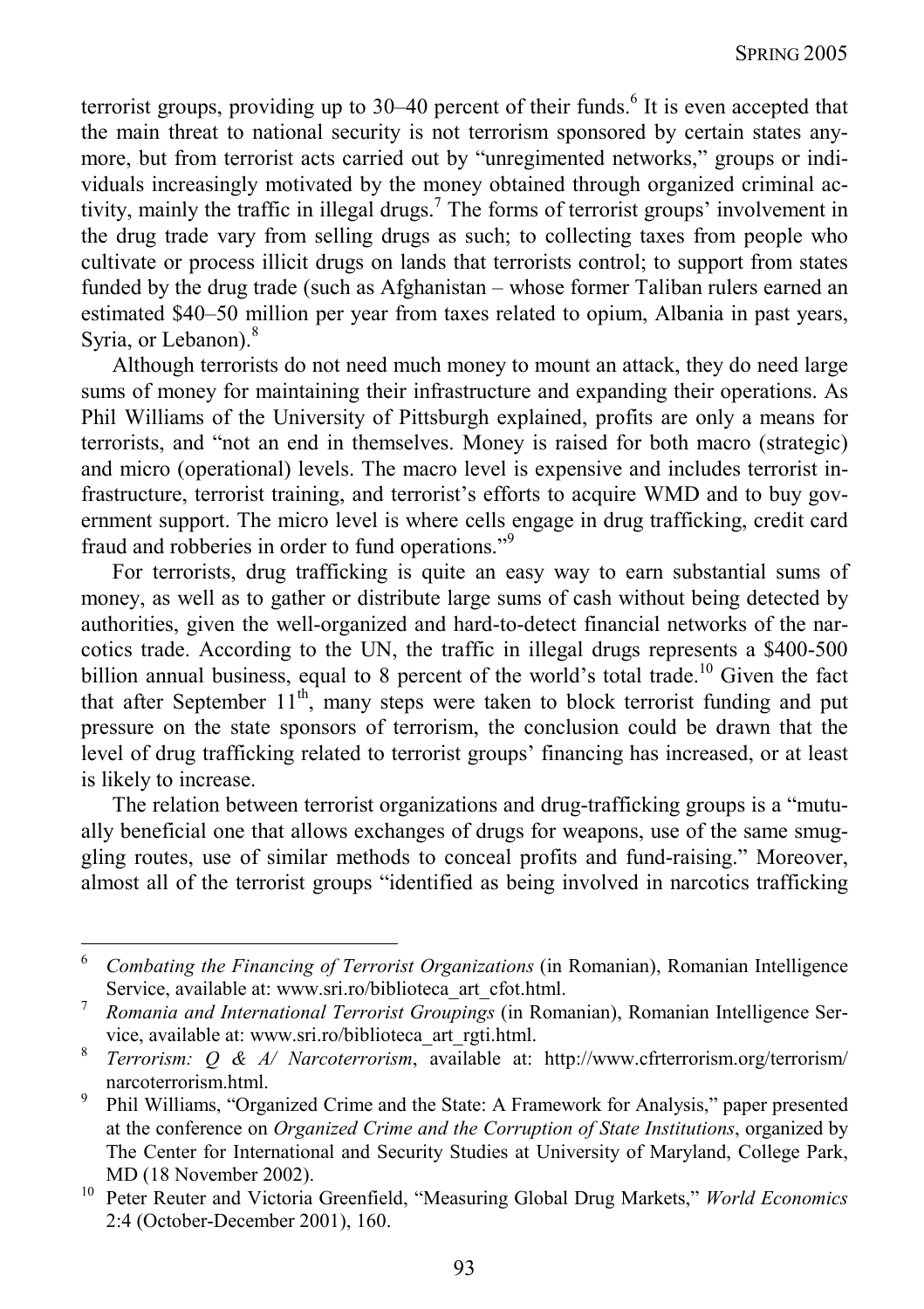terrorist groups, providing up to 30–40 percent of their funds.[6] It is even accepted that the main threat to national security is not terrorism sponsored by certain states anymore, but from terrorist acts carried out by "unregimented networks," groups or individuals increasingly motivated by the money obtained through organized criminal activity, mainly the traffic in illegal drugs.[7] The forms of terrorist groups' involvement in the drug trade vary from selling drugs as such; to collecting taxes from people who cultivate or process illicit drugs on lands that terrorists control; to support from states funded by the drug trade (such as Afghanistan – whose former Taliban rulers earned an estimated $40–50 million per year from taxes related to opium, Albania in past years, Syria, or Lebanon).[8]

Although terrorists do not need much money to mount an attack, they do need large sums of money for maintaining their infrastructure and expanding their operations. As Phil Williams of the University of Pittsburgh explained, profits are only a means for terrorists, and "not an end in themselves. Money is raised for both macro (strategic) and micro (operational) levels. The macro level is expensive and includes terrorist infrastructure, terrorist training, and terrorist's efforts to acquire WMD and to buy government support. The micro level is where cells engage in drug trafficking, credit card fraud and robberies in order to fund operations."[9]

For terrorists, drug trafficking is quite an easy way to earn substantial sums of money, as well as to gather or distribute large sums of cash without being detected by authorities, given the well-organized and hard-to-detect financial networks of the narcotics trade. According to the UN, the traffic in illegal drugs represents a $400-500 billion annual business, equal to 8 percent of the world's total trade.[10] Given the fact that after September 11th, many steps were taken to block terrorist funding and put pressure on the state sponsors of terrorism, the conclusion could be drawn that the level of drug trafficking related to terrorist groups' financing has increased, or at least is likely to increase.

The relation between terrorist organizations and drug-trafficking groups is a "mutually beneficial one that allows exchanges of drugs for weapons, use of the same smuggling routes, use of similar methods to conceal profits and fund-raising." Moreover, almost all of the terrorist groups "identified as being involved in narcotics trafficking

---

[6] *Combating the Financing of Terrorist Organizations* (in Romanian), Romanian Intelligence Service, available at: www.sri.ro/biblioteca_art_cfot.html.

[7] *Romania and International Terrorist Groupings* (in Romanian), Romanian Intelligence Service, available at: www.sri.ro/biblioteca_art_rgti.html.

[8] *Terrorism: Q & A/ Narcoterrorism*, available at: http://www.cfrterrorism.org/terrorism/narcoterrorism.html.

[9] Phil Williams, "Organized Crime and the State: A Framework for Analysis," paper presented at the conference on *Organized Crime and the Corruption of State Institutions*, organized by The Center for International and Security Studies at University of Maryland, College Park, MD (18 November 2002).

[10] Peter Reuter and Victoria Greenfield, "Measuring Global Drug Markets," *World Economics* 2:4 (October-December 2001), 160.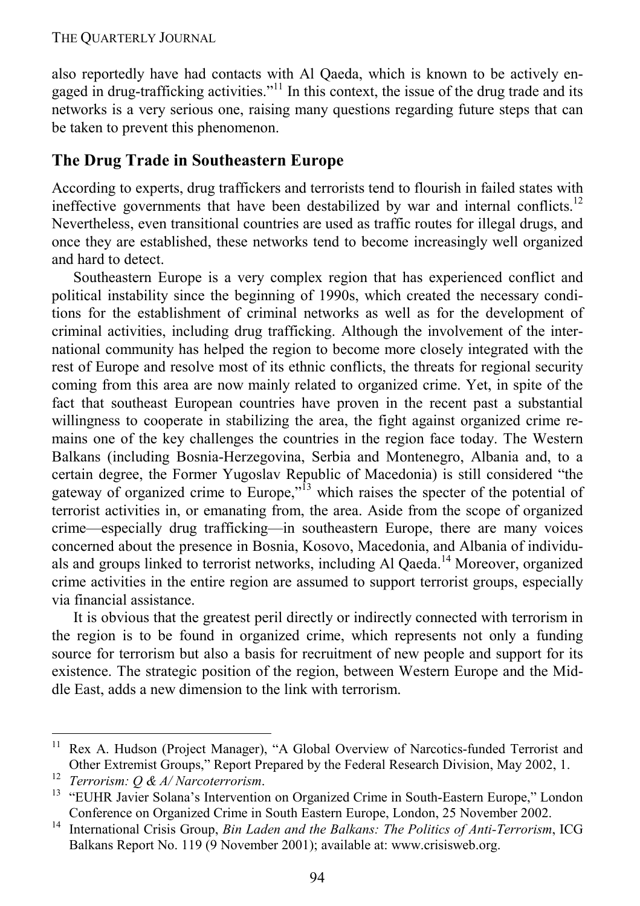also reportedly have had contacts with Al Qaeda, which is known to be actively engaged in drug-trafficking activities."[11] In this context, the issue of the drug trade and its networks is a very serious one, raising many questions regarding future steps that can be taken to prevent this phenomenon.

## The Drug Trade in Southeastern Europe

According to experts, drug traffickers and terrorists tend to flourish in failed states with ineffective governments that have been destabilized by war and internal conflicts.[12] Nevertheless, even transitional countries are used as traffic routes for illegal drugs, and once they are established, these networks tend to become increasingly well organized and hard to detect.

Southeastern Europe is a very complex region that has experienced conflict and political instability since the beginning of 1990s, which created the necessary conditions for the establishment of criminal networks as well as for the development of criminal activities, including drug trafficking. Although the involvement of the international community has helped the region to become more closely integrated with the rest of Europe and resolve most of its ethnic conflicts, the threats for regional security coming from this area are now mainly related to organized crime. Yet, in spite of the fact that southeast European countries have proven in the recent past a substantial willingness to cooperate in stabilizing the area, the fight against organized crime remains one of the key challenges the countries in the region face today. The Western Balkans (including Bosnia-Herzegovina, Serbia and Montenegro, Albania and, to a certain degree, the Former Yugoslav Republic of Macedonia) is still considered "the gateway of organized crime to Europe,"[13] which raises the specter of the potential of terrorist activities in, or emanating from, the area. Aside from the scope of organized crime—especially drug trafficking—in southeastern Europe, there are many voices concerned about the presence in Bosnia, Kosovo, Macedonia, and Albania of individuals and groups linked to terrorist networks, including Al Qaeda.[14] Moreover, organized crime activities in the entire region are assumed to support terrorist groups, especially via financial assistance.

It is obvious that the greatest peril directly or indirectly connected with terrorism in the region is to be found in organized crime, which represents not only a funding source for terrorism but also a basis for recruitment of new people and support for its existence. The strategic position of the region, between Western Europe and the Middle East, adds a new dimension to the link with terrorism.

---

[11] Rex A. Hudson (Project Manager), "A Global Overview of Narcotics-funded Terrorist and Other Extremist Groups," Report Prepared by the Federal Research Division, May 2002, 1.

[12] *Terrorism: Q & A/ Narcoterrorism*.

[13] "EUHR Javier Solana's Intervention on Organized Crime in South-Eastern Europe," London Conference on Organized Crime in South Eastern Europe, London, 25 November 2002.

[14] International Crisis Group, *Bin Laden and the Balkans: The Politics of Anti-Terrorism*, ICG Balkans Report No. 119 (9 November 2001); available at: www.crisisweb.org.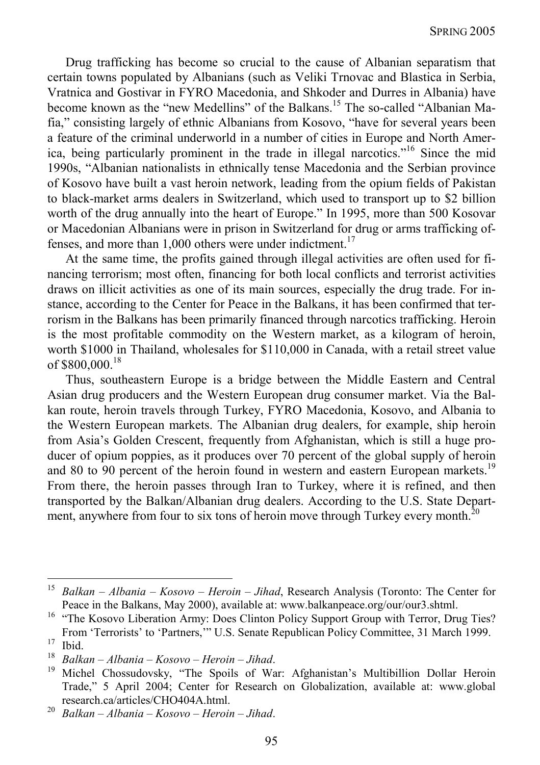Drug trafficking has become so crucial to the cause of Albanian separatism that certain towns populated by Albanians (such as Veliki Trnovac and Blastica in Serbia, Vratnica and Gostivar in FYRO Macedonia, and Shkoder and Durres in Albania) have become known as the "new Medellins" of the Balkans.[15] The so-called "Albanian Mafia," consisting largely of ethnic Albanians from Kosovo, "have for several years been a feature of the criminal underworld in a number of cities in Europe and North America, being particularly prominent in the trade in illegal narcotics."[16] Since the mid 1990s, "Albanian nationalists in ethnically tense Macedonia and the Serbian province of Kosovo have built a vast heroin network, leading from the opium fields of Pakistan to black-market arms dealers in Switzerland, which used to transport up to $2 billion worth of the drug annually into the heart of Europe." In 1995, more than 500 Kosovar or Macedonian Albanians were in prison in Switzerland for drug or arms trafficking offenses, and more than 1,000 others were under indictment.[17]

At the same time, the profits gained through illegal activities are often used for financing terrorism; most often, financing for both local conflicts and terrorist activities draws on illicit activities as one of its main sources, especially the drug trade. For instance, according to the Center for Peace in the Balkans, it has been confirmed that terrorism in the Balkans has been primarily financed through narcotics trafficking. Heroin is the most profitable commodity on the Western market, as a kilogram of heroin, worth $1000 in Thailand, wholesales for $110,000 in Canada, with a retail street value of $800,000.[18]

Thus, southeastern Europe is a bridge between the Middle Eastern and Central Asian drug producers and the Western European drug consumer market. Via the Balkan route, heroin travels through Turkey, FYRO Macedonia, Kosovo, and Albania to the Western European markets. The Albanian drug dealers, for example, ship heroin from Asia's Golden Crescent, frequently from Afghanistan, which is still a huge producer of opium poppies, as it produces over 70 percent of the global supply of heroin and 80 to 90 percent of the heroin found in western and eastern European markets.[19] From there, the heroin passes through Iran to Turkey, where it is refined, and then transported by the Balkan/Albanian drug dealers. According to the U.S. State Department, anywhere from four to six tons of heroin move through Turkey every month.[20]

---

[15] *Balkan – Albania – Kosovo – Heroin – Jihad*, Research Analysis (Toronto: The Center for Peace in the Balkans, May 2000), available at: www.balkanpeace.org/our/our3.shtml.

[16] "The Kosovo Liberation Army: Does Clinton Policy Support Group with Terror, Drug Ties? From 'Terrorists' to 'Partners,'" U.S. Senate Republican Policy Committee, 31 March 1999.

[17] Ibid.

[18] *Balkan – Albania – Kosovo – Heroin – Jihad*.

[19] Michel Chossudovsky, "The Spoils of War: Afghanistan's Multibillion Dollar Heroin Trade," 5 April 2004; Center for Research on Globalization, available at: www.globalresearch.ca/articles/CHO404A.html.

[20] *Balkan – Albania – Kosovo – Heroin – Jihad*.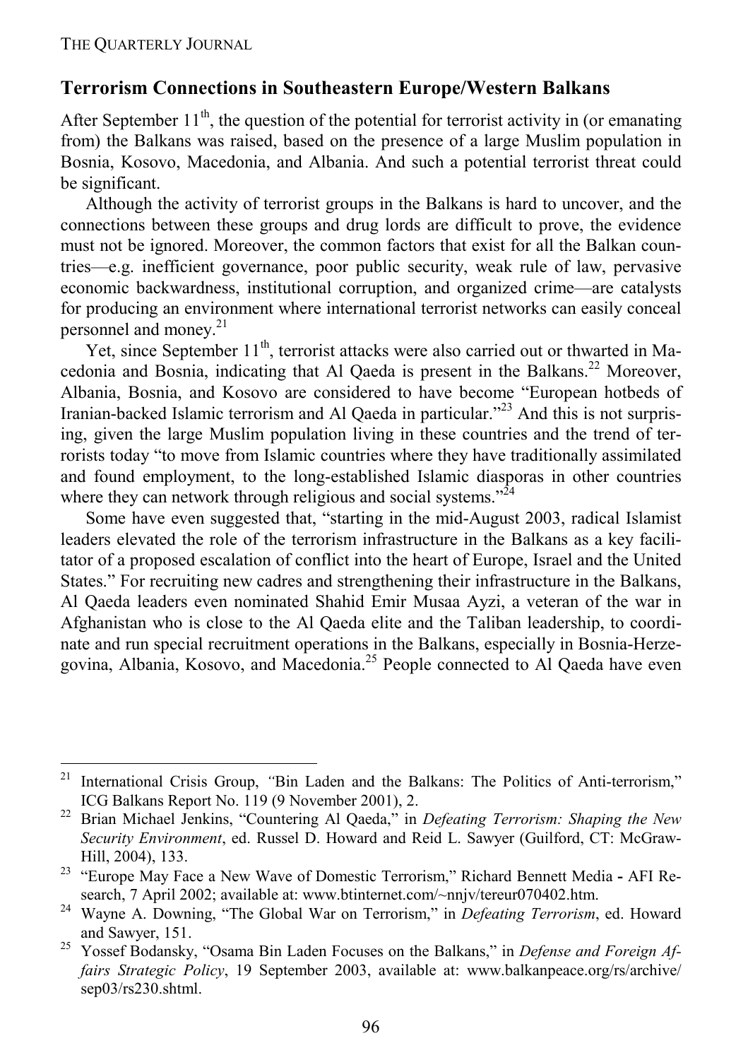## Terrorism Connections in Southeastern Europe/Western Balkans

After September 11th, the question of the potential for terrorist activity in (or emanating from) the Balkans was raised, based on the presence of a large Muslim population in Bosnia, Kosovo, Macedonia, and Albania. And such a potential terrorist threat could be significant.

Although the activity of terrorist groups in the Balkans is hard to uncover, and the connections between these groups and drug lords are difficult to prove, the evidence must not be ignored. Moreover, the common factors that exist for all the Balkan countries—e.g. inefficient governance, poor public security, weak rule of law, pervasive economic backwardness, institutional corruption, and organized crime—are catalysts for producing an environment where international terrorist networks can easily conceal personnel and money.[21]

Yet, since September 11th, terrorist attacks were also carried out or thwarted in Macedonia and Bosnia, indicating that Al Qaeda is present in the Balkans.[22] Moreover, Albania, Bosnia, and Kosovo are considered to have become "European hotbeds of Iranian-backed Islamic terrorism and Al Qaeda in particular."[23] And this is not surprising, given the large Muslim population living in these countries and the trend of terrorists today "to move from Islamic countries where they have traditionally assimilated and found employment, to the long-established Islamic diasporas in other countries where they can network through religious and social systems."[24]

Some have even suggested that, "starting in the mid-August 2003, radical Islamist leaders elevated the role of the terrorism infrastructure in the Balkans as a key facilitator of a proposed escalation of conflict into the heart of Europe, Israel and the United States." For recruiting new cadres and strengthening their infrastructure in the Balkans, Al Qaeda leaders even nominated Shahid Emir Musaa Ayzi, a veteran of the war in Afghanistan who is close to the Al Qaeda elite and the Taliban leadership, to coordinate and run special recruitment operations in the Balkans, especially in Bosnia-Herzegovina, Albania, Kosovo, and Macedonia.[25] People connected to Al Qaeda have even

---

[21] International Crisis Group, "Bin Laden and the Balkans: The Politics of Anti-terrorism," ICG Balkans Report No. 119 (9 November 2001), 2.

[22] Brian Michael Jenkins, "Countering Al Qaeda," in *Defeating Terrorism: Shaping the New Security Environment*, ed. Russel D. Howard and Reid L. Sawyer (Guilford, CT: McGraw-Hill, 2004), 133.

[23] "Europe May Face a New Wave of Domestic Terrorism," Richard Bennett Media - AFI Research, 7 April 2002; available at: www.btinternet.com/~nnjv/tereur070402.htm.

[24] Wayne A. Downing, "The Global War on Terrorism," in *Defeating Terrorism*, ed. Howard and Sawyer, 151.

[25] Yossef Bodansky, "Osama Bin Laden Focuses on the Balkans," in *Defense and Foreign Affairs Strategic Policy*, 19 September 2003, available at: www.balkanpeace.org/rs/archive/sep03/rs230.shtml.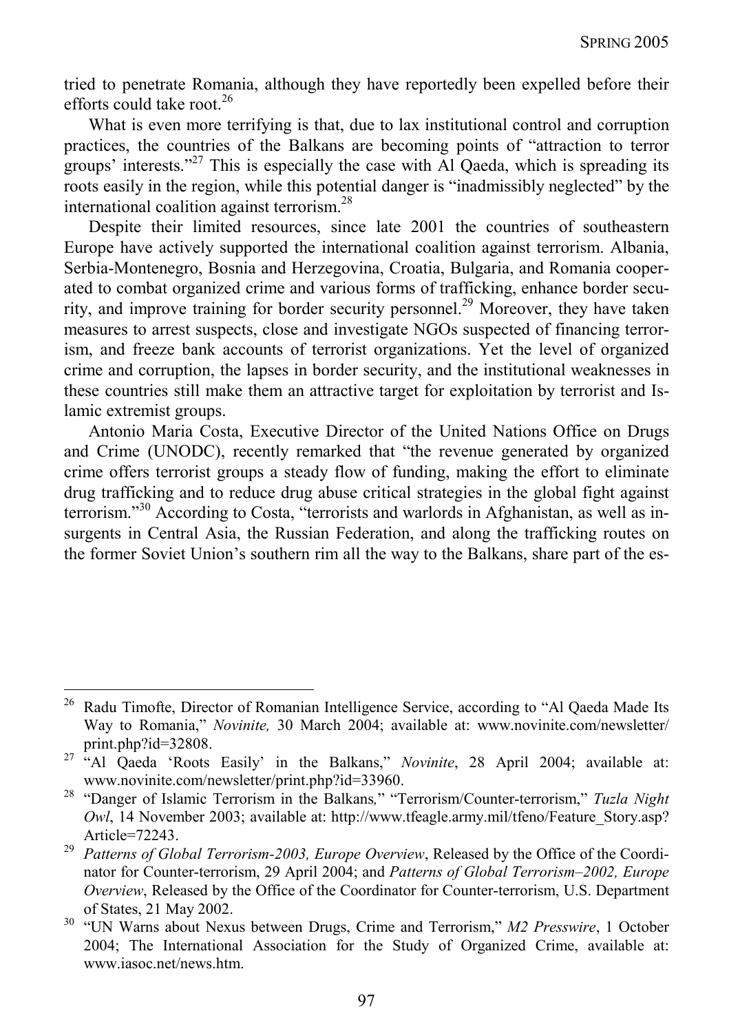tried to penetrate Romania, although they have reportedly been expelled before their efforts could take root.[26]

What is even more terrifying is that, due to lax institutional control and corruption practices, the countries of the Balkans are becoming points of "attraction to terror groups' interests."[27] This is especially the case with Al Qaeda, which is spreading its roots easily in the region, while this potential danger is "inadmissibly neglected" by the international coalition against terrorism.[28]

Despite their limited resources, since late 2001 the countries of southeastern Europe have actively supported the international coalition against terrorism. Albania, Serbia-Montenegro, Bosnia and Herzegovina, Croatia, Bulgaria, and Romania cooperated to combat organized crime and various forms of trafficking, enhance border security, and improve training for border security personnel.[29] Moreover, they have taken measures to arrest suspects, close and investigate NGOs suspected of financing terrorism, and freeze bank accounts of terrorist organizations. Yet the level of organized crime and corruption, the lapses in border security, and the institutional weaknesses in these countries still make them an attractive target for exploitation by terrorist and Islamic extremist groups.

Antonio Maria Costa, Executive Director of the United Nations Office on Drugs and Crime (UNODC), recently remarked that "the revenue generated by organized crime offers terrorist groups a steady flow of funding, making the effort to eliminate drug trafficking and to reduce drug abuse critical strategies in the global fight against terrorism."[30] According to Costa, "terrorists and warlords in Afghanistan, as well as insurgents in Central Asia, the Russian Federation, and along the trafficking routes on the former Soviet Union's southern rim all the way to the Balkans, share part of the es-

---

[26] Radu Timofte, Director of Romanian Intelligence Service, according to "Al Qaeda Made Its Way to Romania," *Novinite,* 30 March 2004; available at: www.novinite.com/newsletter/print.php?id=32808.

[27] "Al Qaeda 'Roots Easily' in the Balkans," *Novinite*, 28 April 2004; available at: www.novinite.com/newsletter/print.php?id=33960.

[28] "Danger of Islamic Terrorism in the Balkans," "Terrorism/Counter-terrorism," *Tuzla Night Owl*, 14 November 2003; available at: http://www.tfeagle.army.mil/tfeno/Feature_Story.asp?Article=72243.

[29] *Patterns of Global Terrorism-2003, Europe Overview*, Released by the Office of the Coordinator for Counter-terrorism, 29 April 2004; and *Patterns of Global Terrorism–2002, Europe Overview*, Released by the Office of the Coordinator for Counter-terrorism, U.S. Department of States, 21 May 2002.

[30] "UN Warns about Nexus between Drugs, Crime and Terrorism," *M2 Presswire*, 1 October 2004; The International Association for the Study of Organized Crime, available at: www.iasoc.net/news.htm.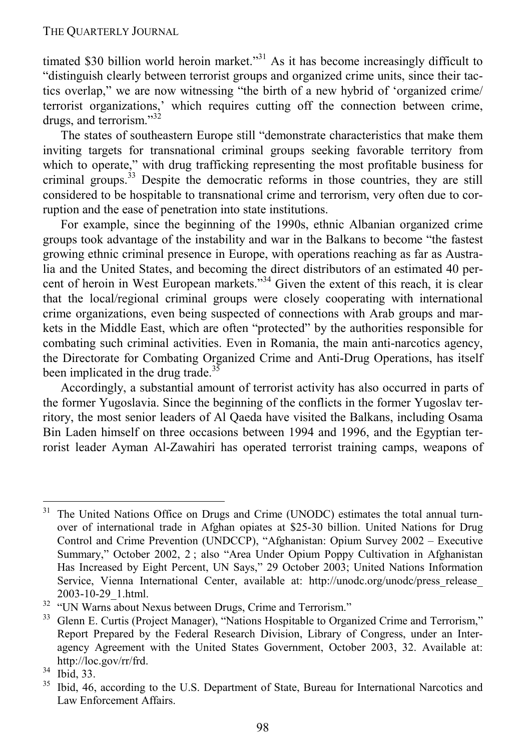timated $30 billion world heroin market."[31] As it has become increasingly difficult to "distinguish clearly between terrorist groups and organized crime units, since their tactics overlap," we are now witnessing "the birth of a new hybrid of 'organized crime/ terrorist organizations,' which requires cutting off the connection between crime, drugs, and terrorism."[32]

The states of southeastern Europe still "demonstrate characteristics that make them inviting targets for transnational criminal groups seeking favorable territory from which to operate," with drug trafficking representing the most profitable business for criminal groups.[33] Despite the democratic reforms in those countries, they are still considered to be hospitable to transnational crime and terrorism, very often due to corruption and the ease of penetration into state institutions.

For example, since the beginning of the 1990s, ethnic Albanian organized crime groups took advantage of the instability and war in the Balkans to become "the fastest growing ethnic criminal presence in Europe, with operations reaching as far as Australia and the United States, and becoming the direct distributors of an estimated 40 percent of heroin in West European markets."[34] Given the extent of this reach, it is clear that the local/regional criminal groups were closely cooperating with international crime organizations, even being suspected of connections with Arab groups and markets in the Middle East, which are often "protected" by the authorities responsible for combating such criminal activities. Even in Romania, the main anti-narcotics agency, the Directorate for Combating Organized Crime and Anti-Drug Operations, has itself been implicated in the drug trade.[35]

Accordingly, a substantial amount of terrorist activity has also occurred in parts of the former Yugoslavia. Since the beginning of the conflicts in the former Yugoslav territory, the most senior leaders of Al Qaeda have visited the Balkans, including Osama Bin Laden himself on three occasions between 1994 and 1996, and the Egyptian terrorist leader Ayman Al-Zawahiri has operated terrorist training camps, weapons of

---

[31] The United Nations Office on Drugs and Crime (UNODC) estimates the total annual turnover of international trade in Afghan opiates at $25-30 billion. United Nations for Drug Control and Crime Prevention (UNDCCP), "Afghanistan: Opium Survey 2002 – Executive Summary," October 2002, 2 ; also "Area Under Opium Poppy Cultivation in Afghanistan Has Increased by Eight Percent, UN Says," 29 October 2003; United Nations Information Service, Vienna International Center, available at: http://unodc.org/unodc/press_release_2003-10-29_1.html.

[32] "UN Warns about Nexus between Drugs, Crime and Terrorism."

[33] Glenn E. Curtis (Project Manager), "Nations Hospitable to Organized Crime and Terrorism," Report Prepared by the Federal Research Division, Library of Congress, under an Interagency Agreement with the United States Government, October 2003, 32. Available at: http://loc.gov/rr/frd.

[34] Ibid, 33.

[35] Ibid, 46, according to the U.S. Department of State, Bureau for International Narcotics and Law Enforcement Affairs.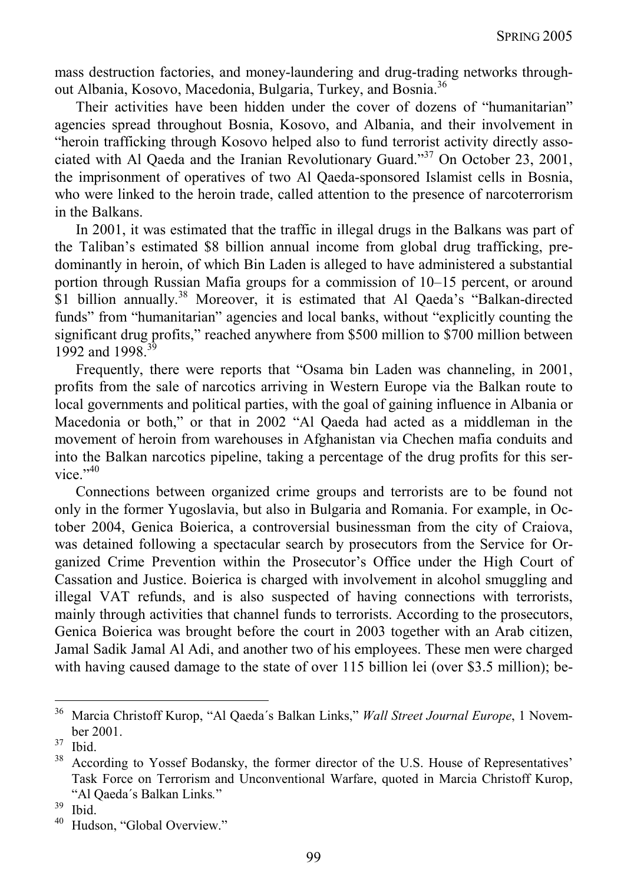mass destruction factories, and money-laundering and drug-trading networks throughout Albania, Kosovo, Macedonia, Bulgaria, Turkey, and Bosnia.[36]

Their activities have been hidden under the cover of dozens of "humanitarian" agencies spread throughout Bosnia, Kosovo, and Albania, and their involvement in "heroin trafficking through Kosovo helped also to fund terrorist activity directly associated with Al Qaeda and the Iranian Revolutionary Guard."[37] On October 23, 2001, the imprisonment of operatives of two Al Qaeda-sponsored Islamist cells in Bosnia, who were linked to the heroin trade, called attention to the presence of narcoterrorism in the Balkans.

In 2001, it was estimated that the traffic in illegal drugs in the Balkans was part of the Taliban's estimated \$8 billion annual income from global drug trafficking, predominantly in heroin, of which Bin Laden is alleged to have administered a substantial portion through Russian Mafia groups for a commission of 10–15 percent, or around \$1 billion annually.[38] Moreover, it is estimated that Al Qaeda's "Balkan-directed funds" from "humanitarian" agencies and local banks, without "explicitly counting the significant drug profits," reached anywhere from \$500 million to \$700 million between 1992 and 1998.[39]

Frequently, there were reports that "Osama bin Laden was channeling, in 2001, profits from the sale of narcotics arriving in Western Europe via the Balkan route to local governments and political parties, with the goal of gaining influence in Albania or Macedonia or both," or that in 2002 "Al Qaeda had acted as a middleman in the movement of heroin from warehouses in Afghanistan via Chechen mafia conduits and into the Balkan narcotics pipeline, taking a percentage of the drug profits for this service."[40]

Connections between organized crime groups and terrorists are to be found not only in the former Yugoslavia, but also in Bulgaria and Romania. For example, in October 2004, Genica Boierica, a controversial businessman from the city of Craiova, was detained following a spectacular search by prosecutors from the Service for Organized Crime Prevention within the Prosecutor's Office under the High Court of Cassation and Justice. Boierica is charged with involvement in alcohol smuggling and illegal VAT refunds, and is also suspected of having connections with terrorists, mainly through activities that channel funds to terrorists. According to the prosecutors, Genica Boierica was brought before the court in 2003 together with an Arab citizen, Jamal Sadik Jamal Al Adi, and another two of his employees. These men were charged with having caused damage to the state of over 115 billion lei (over \$3.5 million); be-

---

[36] Marcia Christoff Kurop, "Al Qaeda´s Balkan Links," *Wall Street Journal Europe*, 1 November 2001.

[37] Ibid.

[38] According to Yossef Bodansky, the former director of the U.S. House of Representatives' Task Force on Terrorism and Unconventional Warfare, quoted in Marcia Christoff Kurop, "Al Qaeda´s Balkan Links."

[39] Ibid.

[40] Hudson, "Global Overview."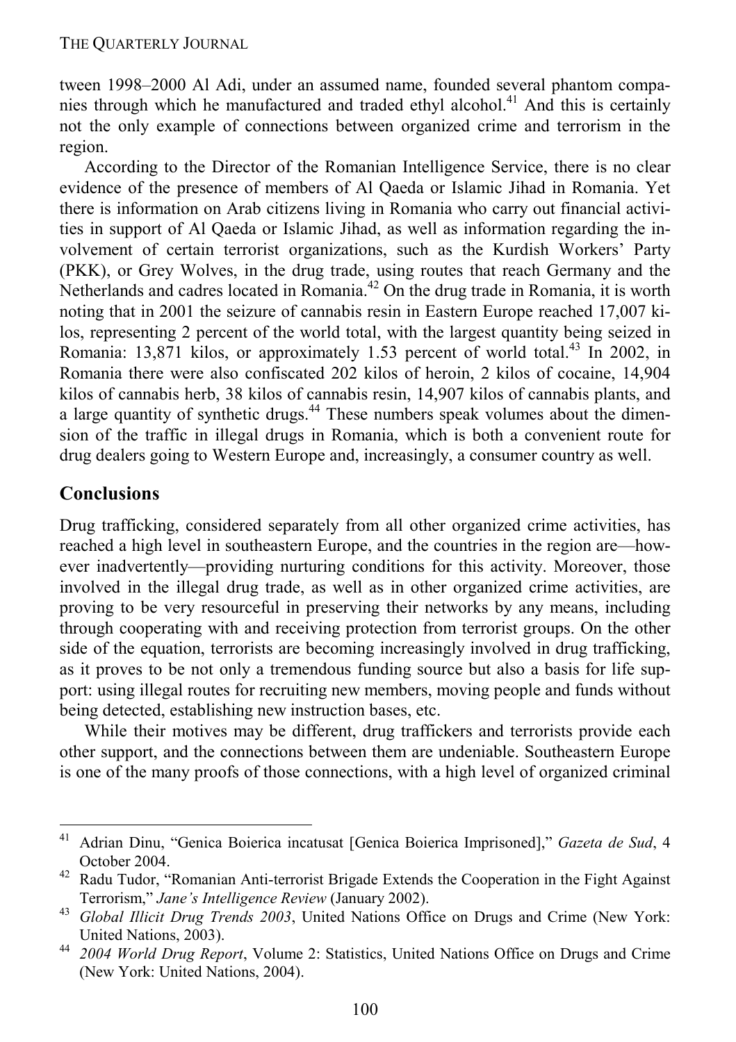tween 1998–2000 Al Adi, under an assumed name, founded several phantom companies through which he manufactured and traded ethyl alcohol.[41] And this is certainly not the only example of connections between organized crime and terrorism in the region.

According to the Director of the Romanian Intelligence Service, there is no clear evidence of the presence of members of Al Qaeda or Islamic Jihad in Romania. Yet there is information on Arab citizens living in Romania who carry out financial activities in support of Al Qaeda or Islamic Jihad, as well as information regarding the involvement of certain terrorist organizations, such as the Kurdish Workers' Party (PKK), or Grey Wolves, in the drug trade, using routes that reach Germany and the Netherlands and cadres located in Romania.[42] On the drug trade in Romania, it is worth noting that in 2001 the seizure of cannabis resin in Eastern Europe reached 17,007 kilos, representing 2 percent of the world total, with the largest quantity being seized in Romania: 13,871 kilos, or approximately 1.53 percent of world total.[43] In 2002, in Romania there were also confiscated 202 kilos of heroin, 2 kilos of cocaine, 14,904 kilos of cannabis herb, 38 kilos of cannabis resin, 14,907 kilos of cannabis plants, and a large quantity of synthetic drugs.[44] These numbers speak volumes about the dimension of the traffic in illegal drugs in Romania, which is both a convenient route for drug dealers going to Western Europe and, increasingly, a consumer country as well.

## Conclusions

Drug trafficking, considered separately from all other organized crime activities, has reached a high level in southeastern Europe, and the countries in the region are—however inadvertently—providing nurturing conditions for this activity. Moreover, those involved in the illegal drug trade, as well as in other organized crime activities, are proving to be very resourceful in preserving their networks by any means, including through cooperating with and receiving protection from terrorist groups. On the other side of the equation, terrorists are becoming increasingly involved in drug trafficking, as it proves to be not only a tremendous funding source but also a basis for life support: using illegal routes for recruiting new members, moving people and funds without being detected, establishing new instruction bases, etc.

While their motives may be different, drug traffickers and terrorists provide each other support, and the connections between them are undeniable. Southeastern Europe is one of the many proofs of those connections, with a high level of organized criminal

---

[41] Adrian Dinu, "Genica Boierica incatusat [Genica Boierica Imprisoned]," *Gazeta de Sud*, 4 October 2004.

[42] Radu Tudor, "Romanian Anti-terrorist Brigade Extends the Cooperation in the Fight Against Terrorism," *Jane's Intelligence Review* (January 2002).

[43] *Global Illicit Drug Trends 2003*, United Nations Office on Drugs and Crime (New York: United Nations, 2003).

[44] *2004 World Drug Report*, Volume 2: Statistics, United Nations Office on Drugs and Crime (New York: United Nations, 2004).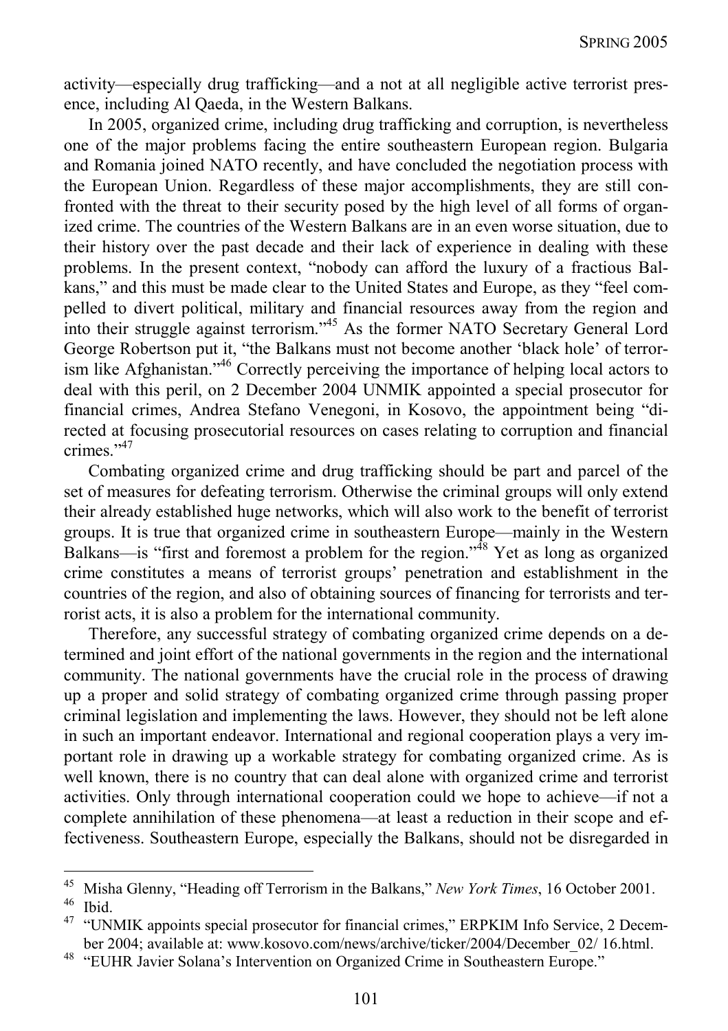activity—especially drug trafficking—and a not at all negligible active terrorist presence, including Al Qaeda, in the Western Balkans.

In 2005, organized crime, including drug trafficking and corruption, is nevertheless one of the major problems facing the entire southeastern European region. Bulgaria and Romania joined NATO recently, and have concluded the negotiation process with the European Union. Regardless of these major accomplishments, they are still confronted with the threat to their security posed by the high level of all forms of organized crime. The countries of the Western Balkans are in an even worse situation, due to their history over the past decade and their lack of experience in dealing with these problems. In the present context, "nobody can afford the luxury of a fractious Balkans," and this must be made clear to the United States and Europe, as they "feel compelled to divert political, military and financial resources away from the region and into their struggle against terrorism."[45] As the former NATO Secretary General Lord George Robertson put it, "the Balkans must not become another 'black hole' of terrorism like Afghanistan."[46] Correctly perceiving the importance of helping local actors to deal with this peril, on 2 December 2004 UNMIK appointed a special prosecutor for financial crimes, Andrea Stefano Venegoni, in Kosovo, the appointment being "directed at focusing prosecutorial resources on cases relating to corruption and financial crimes."[47]

Combating organized crime and drug trafficking should be part and parcel of the set of measures for defeating terrorism. Otherwise the criminal groups will only extend their already established huge networks, which will also work to the benefit of terrorist groups. It is true that organized crime in southeastern Europe—mainly in the Western Balkans—is "first and foremost a problem for the region."[48] Yet as long as organized crime constitutes a means of terrorist groups' penetration and establishment in the countries of the region, and also of obtaining sources of financing for terrorists and terrorist acts, it is also a problem for the international community.

Therefore, any successful strategy of combating organized crime depends on a determined and joint effort of the national governments in the region and the international community. The national governments have the crucial role in the process of drawing up a proper and solid strategy of combating organized crime through passing proper criminal legislation and implementing the laws. However, they should not be left alone in such an important endeavor. International and regional cooperation plays a very important role in drawing up a workable strategy for combating organized crime. As is well known, there is no country that can deal alone with organized crime and terrorist activities. Only through international cooperation could we hope to achieve—if not a complete annihilation of these phenomena—at least a reduction in their scope and effectiveness. Southeastern Europe, especially the Balkans, should not be disregarded in

---

[45] Misha Glenny, "Heading off Terrorism in the Balkans," *New York Times*, 16 October 2001.

[46] Ibid.

[47] "UNMIK appoints special prosecutor for financial crimes," ERPKIM Info Service, 2 December 2004; available at: www.kosovo.com/news/archive/ticker/2004/December_02/ 16.html.

[48] "EUHR Javier Solana's Intervention on Organized Crime in Southeastern Europe."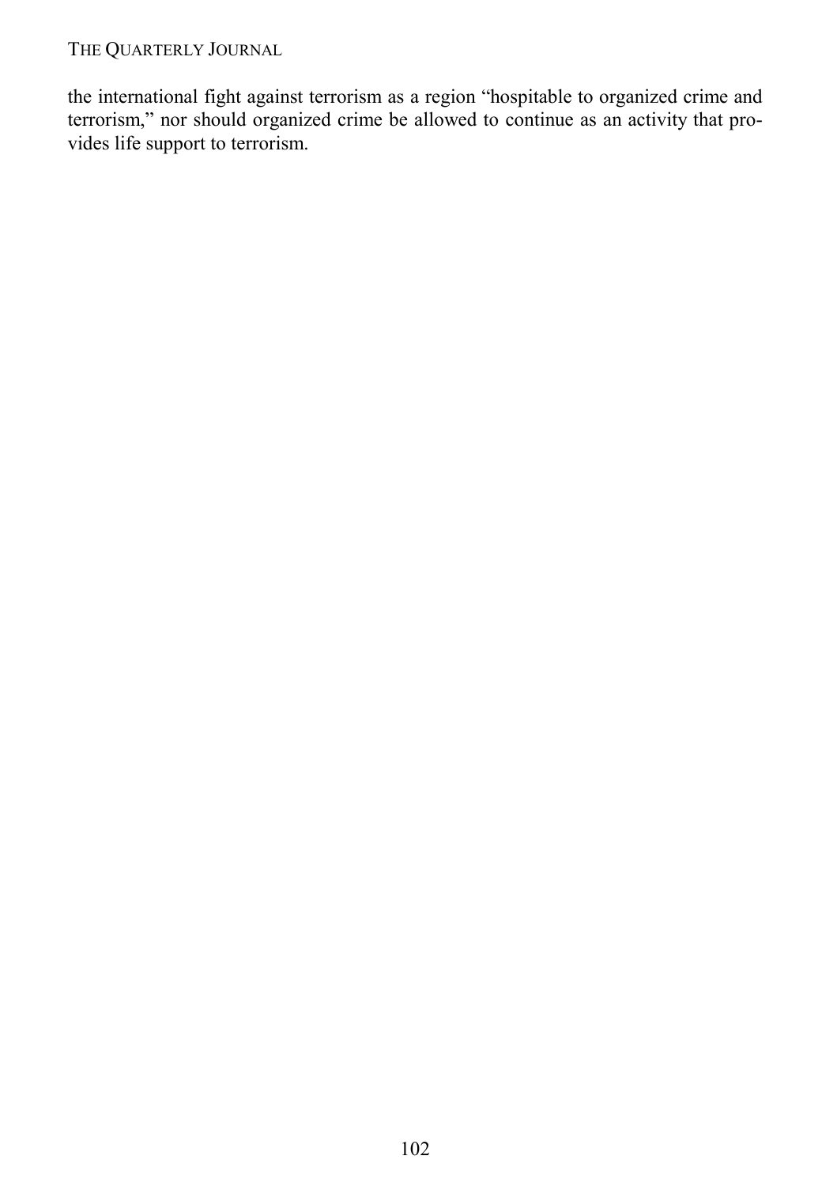the international fight against terrorism as a region "hospitable to organized crime and terrorism," nor should organized crime be allowed to continue as an activity that provides life support to terrorism.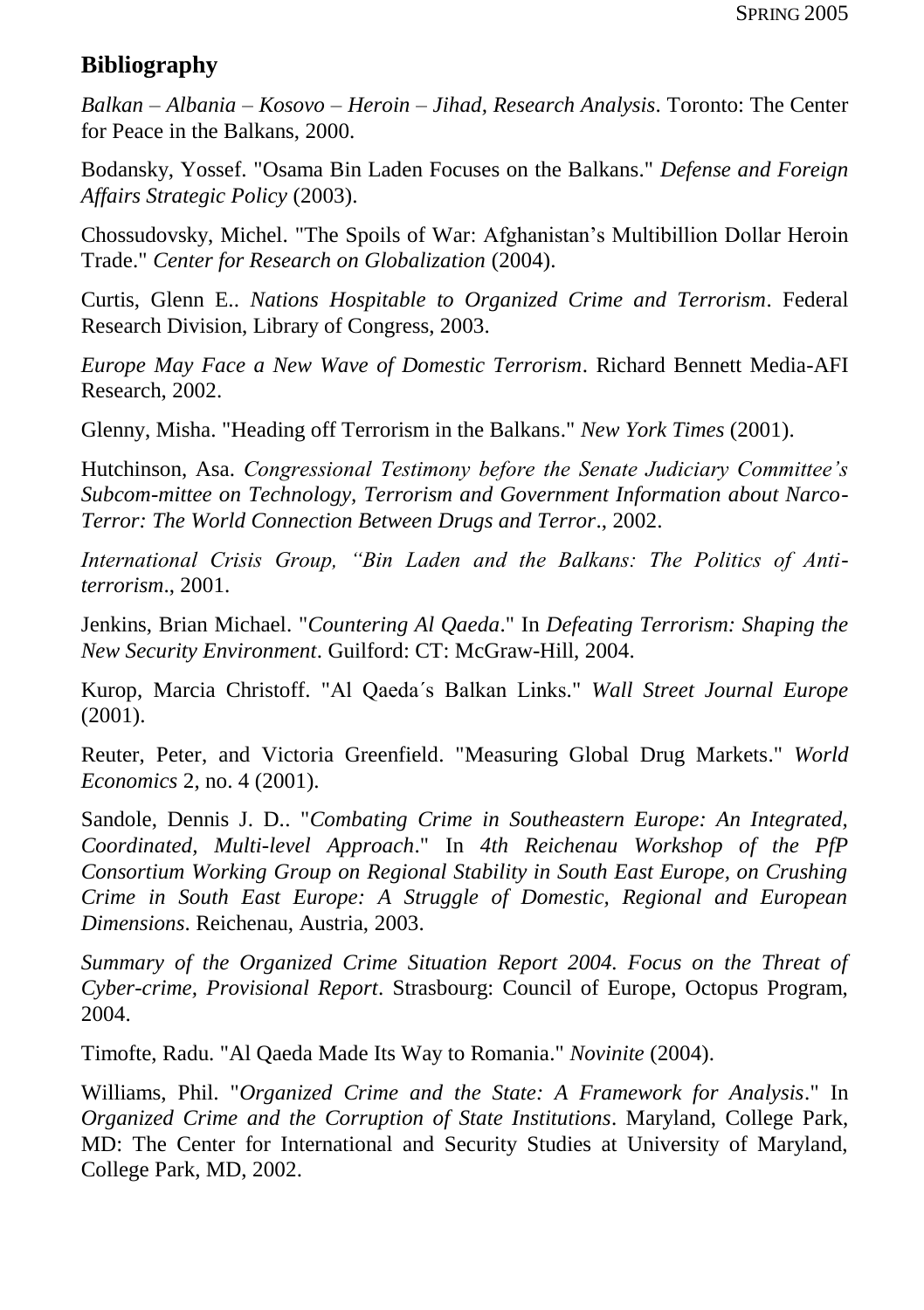## Bibliography

*Balkan – Albania – Kosovo – Heroin – Jihad, Research Analysis*. Toronto: The Center for Peace in the Balkans, 2000.

Bodansky, Yossef. "Osama Bin Laden Focuses on the Balkans." *Defense and Foreign Affairs Strategic Policy* (2003).

Chossudovsky, Michel. "The Spoils of War: Afghanistan's Multibillion Dollar Heroin Trade." *Center for Research on Globalization* (2004).

Curtis, Glenn E.. *Nations Hospitable to Organized Crime and Terrorism*. Federal Research Division, Library of Congress, 2003.

*Europe May Face a New Wave of Domestic Terrorism*. Richard Bennett Media-AFI Research, 2002.

Glenny, Misha. "Heading off Terrorism in the Balkans." *New York Times* (2001).

Hutchinson, Asa. *Congressional Testimony before the Senate Judiciary Committee's Subcom-mittee on Technology, Terrorism and Government Information about Narco-Terror: The World Connection Between Drugs and Terror*., 2002.

*International Crisis Group, "Bin Laden and the Balkans: The Politics of Anti-terrorism*., 2001.

Jenkins, Brian Michael. "*Countering Al Qaeda*." In *Defeating Terrorism: Shaping the New Security Environment*. Guilford: CT: McGraw-Hill, 2004.

Kurop, Marcia Christoff. "Al Qaeda´s Balkan Links." *Wall Street Journal Europe* (2001).

Reuter, Peter, and Victoria Greenfield. "Measuring Global Drug Markets." *World Economics* 2, no. 4 (2001).

Sandole, Dennis J. D.. "*Combating Crime in Southeastern Europe: An Integrated, Coordinated, Multi-level Approach*." In *4th Reichenau Workshop of the PfP Consortium Working Group on Regional Stability in South East Europe, on Crushing Crime in South East Europe: A Struggle of Domestic, Regional and European Dimensions*. Reichenau, Austria, 2003.

*Summary of the Organized Crime Situation Report 2004. Focus on the Threat of Cyber-crime, Provisional Report*. Strasbourg: Council of Europe, Octopus Program, 2004.

Timofte, Radu. "Al Qaeda Made Its Way to Romania." *Novinite* (2004).

Williams, Phil. "*Organized Crime and the State: A Framework for Analysis*." In *Organized Crime and the Corruption of State Institutions*. Maryland, College Park, MD: The Center for International and Security Studies at University of Maryland, College Park, MD, 2002.